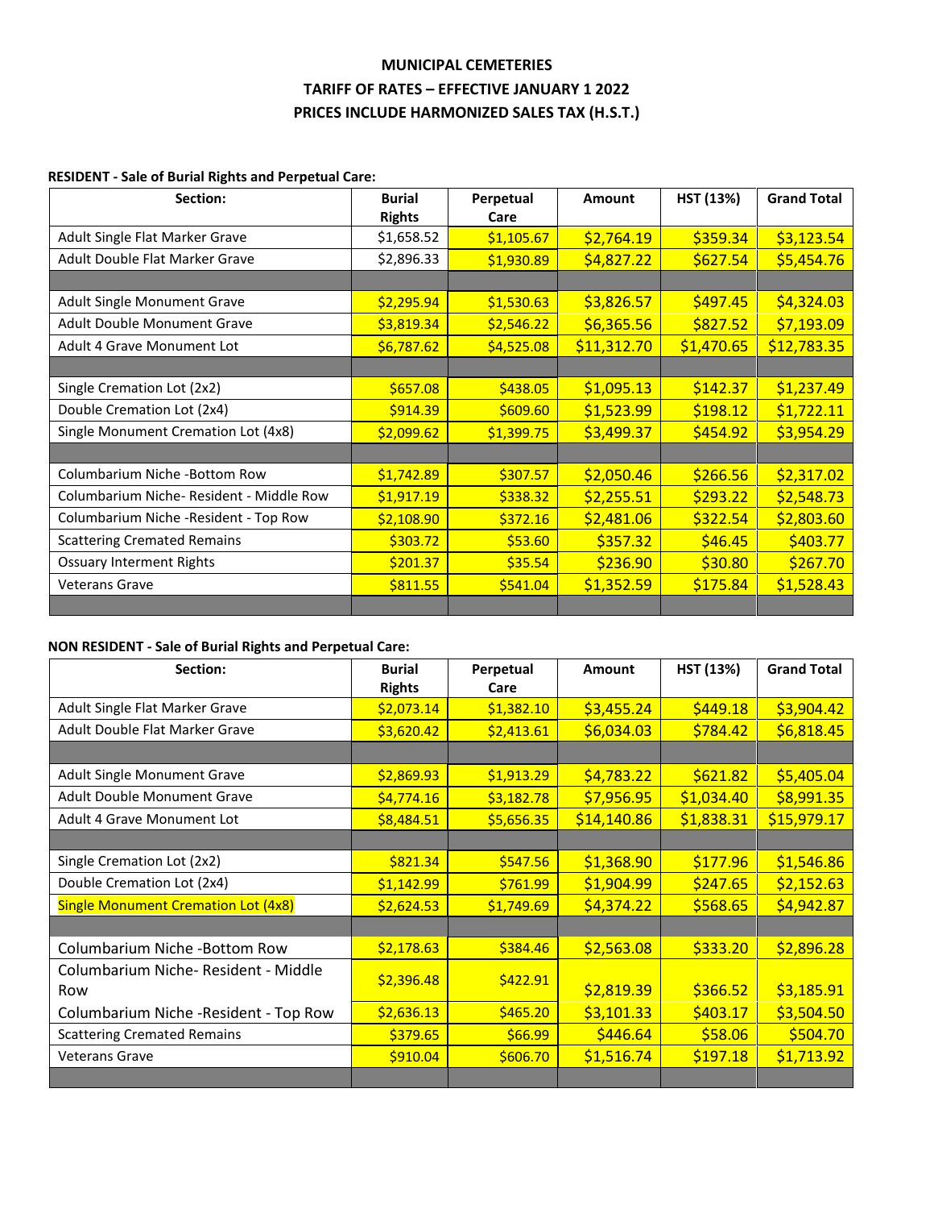**MUNICIPAL CEMETERIES**

**TARIFF OF RATES – EFFECTIVE JANUARY 1 2022**

**PRICES INCLUDE HARMONIZED SALES TAX (H.S.T.)**

**RESIDENT - Sale of Burial Rights and Perpetual Care:**

| Section: | Burial Rights | Perpetual Care | Amount | HST (13%) | Grand Total |
|---|---|---|---|---|---|
| Adult Single Flat Marker Grave | $1,658.52 | $1,105.67 | $2,764.19 | $359.34 | $3,123.54 |
| Adult Double Flat Marker Grave | $2,896.33 | $1,930.89 | $4,827.22 | $627.54 | $5,454.76 |
| | | | | | |
| Adult Single Monument Grave | $2,295.94 | $1,530.63 | $3,826.57 | $497.45 | $4,324.03 |
| Adult Double Monument Grave | $3,819.34 | $2,546.22 | $6,365.56 | $827.52 | $7,193.09 |
| Adult 4 Grave Monument Lot | $6,787.62 | $4,525.08 | $11,312.70 | $1,470.65 | $12,783.35 |
| | | | | | |
| Single Cremation Lot (2x2) | $657.08 | $438.05 | $1,095.13 | $142.37 | $1,237.49 |
| Double Cremation Lot (2x4) | $914.39 | $609.60 | $1,523.99 | $198.12 | $1,722.11 |
| Single Monument Cremation Lot (4x8) | $2,099.62 | $1,399.75 | $3,499.37 | $454.92 | $3,954.29 |
| | | | | | |
| Columbarium Niche -Bottom Row | $1,742.89 | $307.57 | $2,050.46 | $266.56 | $2,317.02 |
| Columbarium Niche- Resident - Middle Row | $1,917.19 | $338.32 | $2,255.51 | $293.22 | $2,548.73 |
| Columbarium Niche -Resident - Top Row | $2,108.90 | $372.16 | $2,481.06 | $322.54 | $2,803.60 |
| Scattering Cremated Remains | $303.72 | $53.60 | $357.32 | $46.45 | $403.77 |
| Ossuary Interment Rights | $201.37 | $35.54 | $236.90 | $30.80 | $267.70 |
| Veterans Grave | $811.55 | $541.04 | $1,352.59 | $175.84 | $1,528.43 |
| | | | | | |

**NON RESIDENT - Sale of Burial Rights and Perpetual Care:**

| Section: | Burial Rights | Perpetual Care | Amount | HST (13%) | Grand Total |
|---|---|---|---|---|---|
| Adult Single Flat Marker Grave | $2,073.14 | $1,382.10 | $3,455.24 | $449.18 | $3,904.42 |
| Adult Double Flat Marker Grave | $3,620.42 | $2,413.61 | $6,034.03 | $784.42 | $6,818.45 |
| | | | | | |
| Adult Single Monument Grave | $2,869.93 | $1,913.29 | $4,783.22 | $621.82 | $5,405.04 |
| Adult Double Monument Grave | $4,774.16 | $3,182.78 | $7,956.95 | $1,034.40 | $8,991.35 |
| Adult 4 Grave Monument Lot | $8,484.51 | $5,656.35 | $14,140.86 | $1,838.31 | $15,979.17 |
| | | | | | |
| Single Cremation Lot (2x2) | $821.34 | $547.56 | $1,368.90 | $177.96 | $1,546.86 |
| Double Cremation Lot (2x4) | $1,142.99 | $761.99 | $1,904.99 | $247.65 | $2,152.63 |
| Single Monument Cremation Lot (4x8) | $2,624.53 | $1,749.69 | $4,374.22 | $568.65 | $4,942.87 |
| | | | | | |
| Columbarium Niche -Bottom Row | $2,178.63 | $384.46 | $2,563.08 | $333.20 | $2,896.28 |
| Columbarium Niche- Resident - Middle Row | $2,396.48 | $422.91 | $2,819.39 | $366.52 | $3,185.91 |
| Columbarium Niche -Resident - Top Row | $2,636.13 | $465.20 | $3,101.33 | $403.17 | $3,504.50 |
| Scattering Cremated Remains | $379.65 | $66.99 | $446.64 | $58.06 | $504.70 |
| Veterans Grave | $910.04 | $606.70 | $1,516.74 | $197.18 | $1,713.92 |
| | | | | | |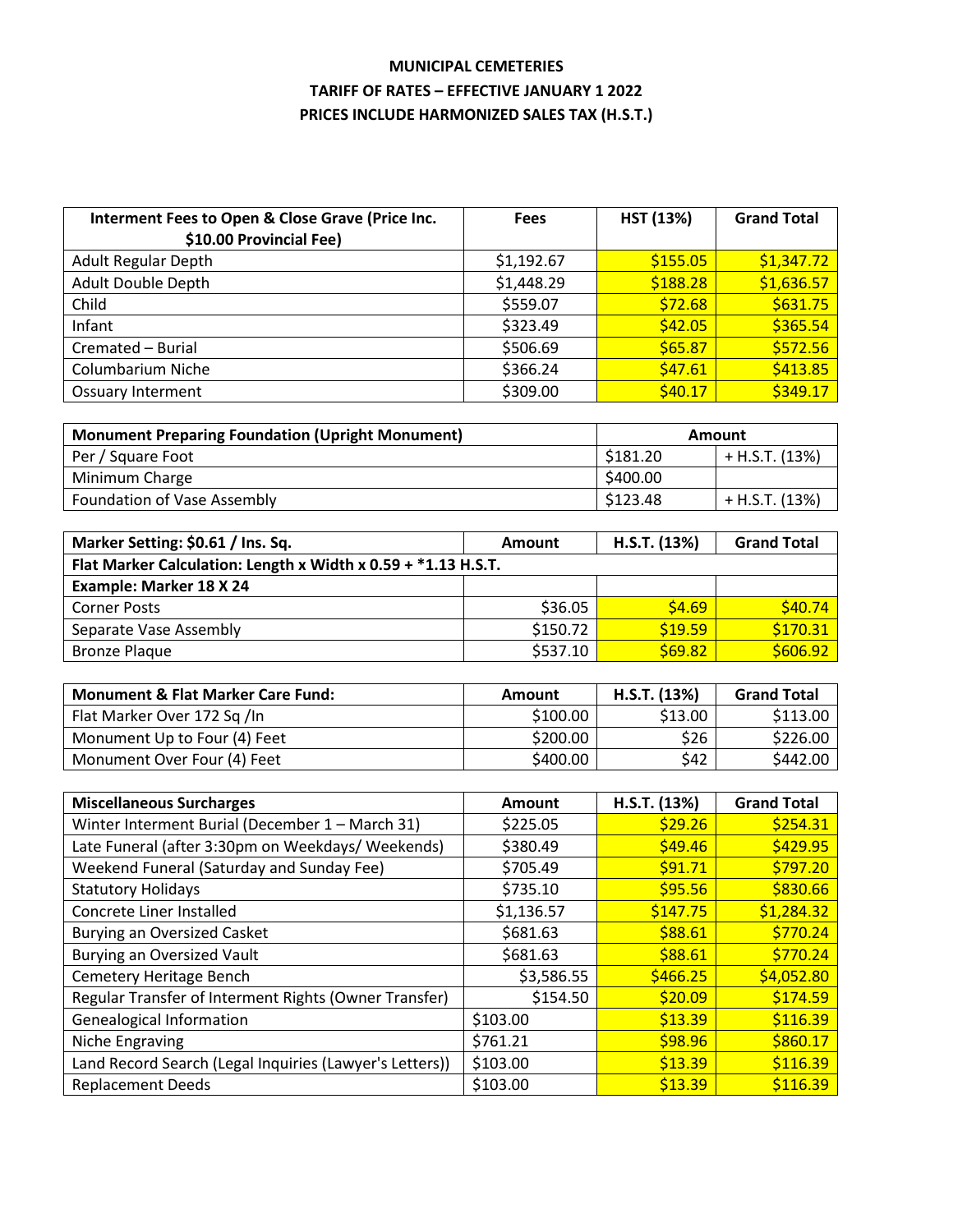**MUNICIPAL CEMETERIES**

**TARIFF OF RATES – EFFECTIVE JANUARY 1 2022**

**PRICES INCLUDE HARMONIZED SALES TAX (H.S.T.)**

| Interment Fees to Open & Close Grave (Price Inc. $10.00 Provincial Fee) | Fees | HST (13%) | Grand Total |
|---|---|---|---|
| Adult Regular Depth | $1,192.67 | $155.05 | $1,347.72 |
| Adult Double Depth | $1,448.29 | $188.28 | $1,636.57 |
| Child | $559.07 | $72.68 | $631.75 |
| Infant | $323.49 | $42.05 | $365.54 |
| Cremated – Burial | $506.69 | $65.87 | $572.56 |
| Columbarium Niche | $366.24 | $47.61 | $413.85 |
| Ossuary Interment | $309.00 | $40.17 | $349.17 |

| Monument Preparing Foundation (Upright Monument) | Amount | |
|---|---|---|
| Per / Square Foot | $181.20 | + H.S.T. (13%) |
| Minimum Charge | $400.00 | |
| Foundation of Vase Assembly | $123.48 | + H.S.T. (13%) |

| Marker Setting: $0.61 / Ins. Sq. | Amount | H.S.T. (13%) | Grand Total |
|---|---|---|---|
| Flat Marker Calculation: Length x Width x 0.59 + *1.13 H.S.T. | | | |
| Example: Marker 18 X 24 | | | |
| Corner Posts | $36.05 | $4.69 | $40.74 |
| Separate Vase Assembly | $150.72 | $19.59 | $170.31 |
| Bronze Plaque | $537.10 | $69.82 | $606.92 |

| Monument & Flat Marker Care Fund: | Amount | H.S.T. (13%) | Grand Total |
|---|---|---|---|
| Flat Marker Over 172 Sq /In | $100.00 | $13.00 | $113.00 |
| Monument Up to Four (4) Feet | $200.00 | $26 | $226.00 |
| Monument Over Four (4) Feet | $400.00 | $42 | $442.00 |

| Miscellaneous Surcharges | Amount | H.S.T. (13%) | Grand Total |
|---|---|---|---|
| Winter Interment Burial (December 1 – March 31) | $225.05 | $29.26 | $254.31 |
| Late Funeral (after 3:30pm on Weekdays/ Weekends) | $380.49 | $49.46 | $429.95 |
| Weekend Funeral (Saturday and Sunday Fee) | $705.49 | $91.71 | $797.20 |
| Statutory Holidays | $735.10 | $95.56 | $830.66 |
| Concrete Liner Installed | $1,136.57 | $147.75 | $1,284.32 |
| Burying an Oversized Casket | $681.63 | $88.61 | $770.24 |
| Burying an Oversized Vault | $681.63 | $88.61 | $770.24 |
| Cemetery Heritage Bench | $3,586.55 | $466.25 | $4,052.80 |
| Regular Transfer of Interment Rights (Owner Transfer) | $154.50 | $20.09 | $174.59 |
| Genealogical Information | $103.00 | $13.39 | $116.39 |
| Niche Engraving | $761.21 | $98.96 | $860.17 |
| Land Record Search (Legal Inquiries (Lawyer's Letters)) | $103.00 | $13.39 | $116.39 |
| Replacement Deeds | $103.00 | $13.39 | $116.39 |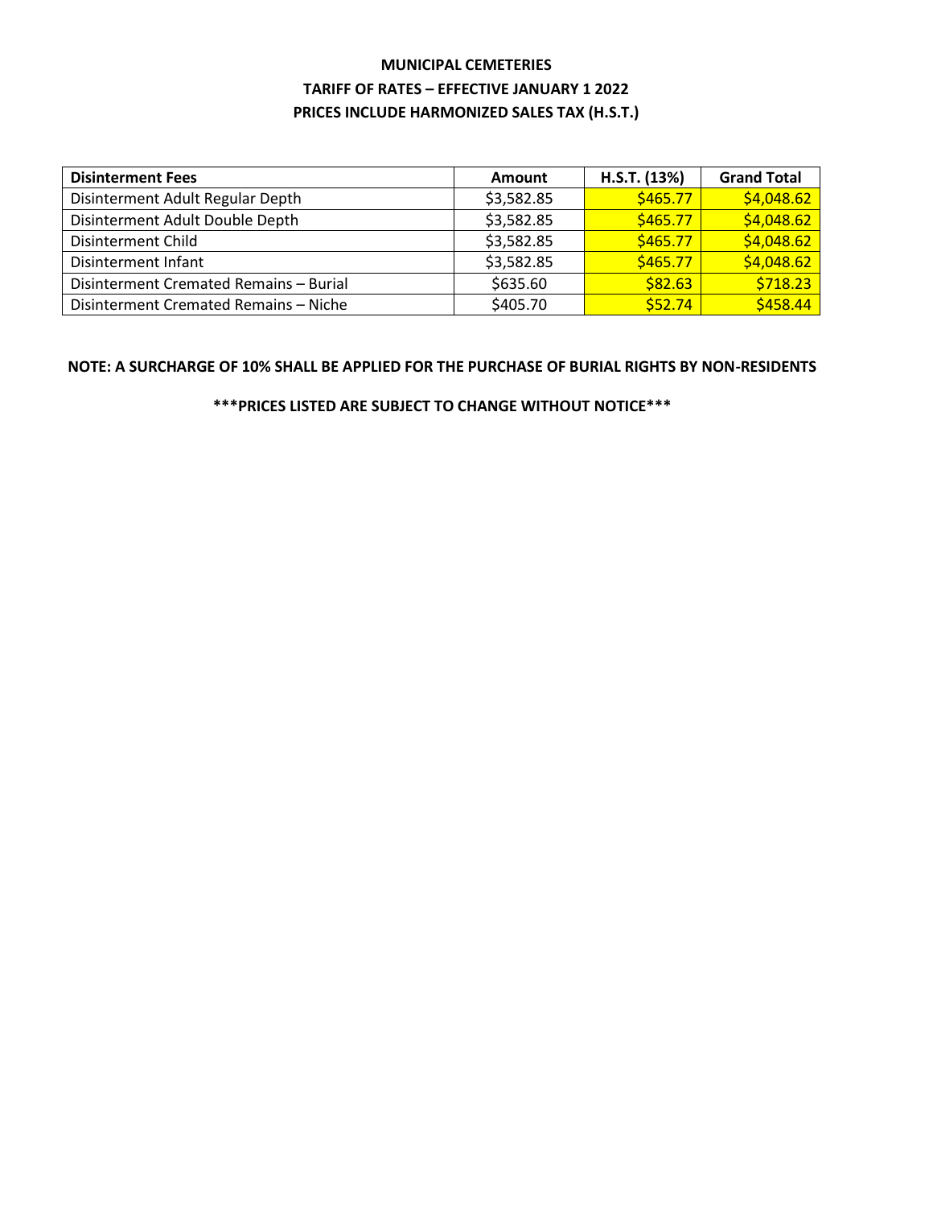**MUNICIPAL CEMETERIES**

**TARIFF OF RATES – EFFECTIVE JANUARY 1 2022**

**PRICES INCLUDE HARMONIZED SALES TAX (H.S.T.)**

| Disinterment Fees | Amount | H.S.T. (13%) | Grand Total |
|---|---|---|---|
| Disinterment Adult Regular Depth | $3,582.85 | $465.77 | $4,048.62 |
| Disinterment Adult Double Depth | $3,582.85 | $465.77 | $4,048.62 |
| Disinterment Child | $3,582.85 | $465.77 | $4,048.62 |
| Disinterment Infant | $3,582.85 | $465.77 | $4,048.62 |
| Disinterment Cremated Remains – Burial | $635.60 | $82.63 | $718.23 |
| Disinterment Cremated Remains – Niche | $405.70 | $52.74 | $458.44 |

**NOTE: A SURCHARGE OF 10% SHALL BE APPLIED FOR THE PURCHASE OF BURIAL RIGHTS BY NON-RESIDENTS**

**\*\*\*PRICES LISTED ARE SUBJECT TO CHANGE WITHOUT NOTICE\*\*\***